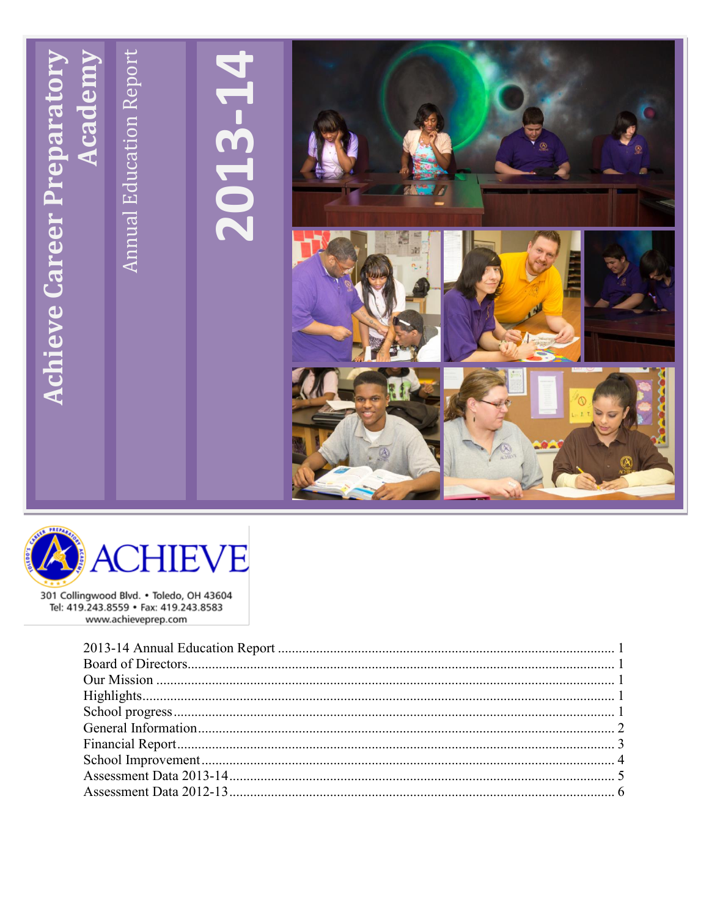# Achieve Career Preparatory Academy

Annual Education Report

2013-14

ACHIEVE

301 Collingwood Blvd. • Toledo, OH 43604
Tel: 419.243.8559 • Fax: 419.243.8583
www.achieveprep.com

2013-14 Annual Education Report ........................................................ 1
Board of Directors........................................................ 1
Our Mission ........................................................ 1
Highlights........................................................ 1
School progress........................................................ 1
General Information........................................................ 2
Financial Report........................................................ 3
School Improvement........................................................ 4
Assessment Data 2013-14........................................................ 5
Assessment Data 2012-13........................................................ 6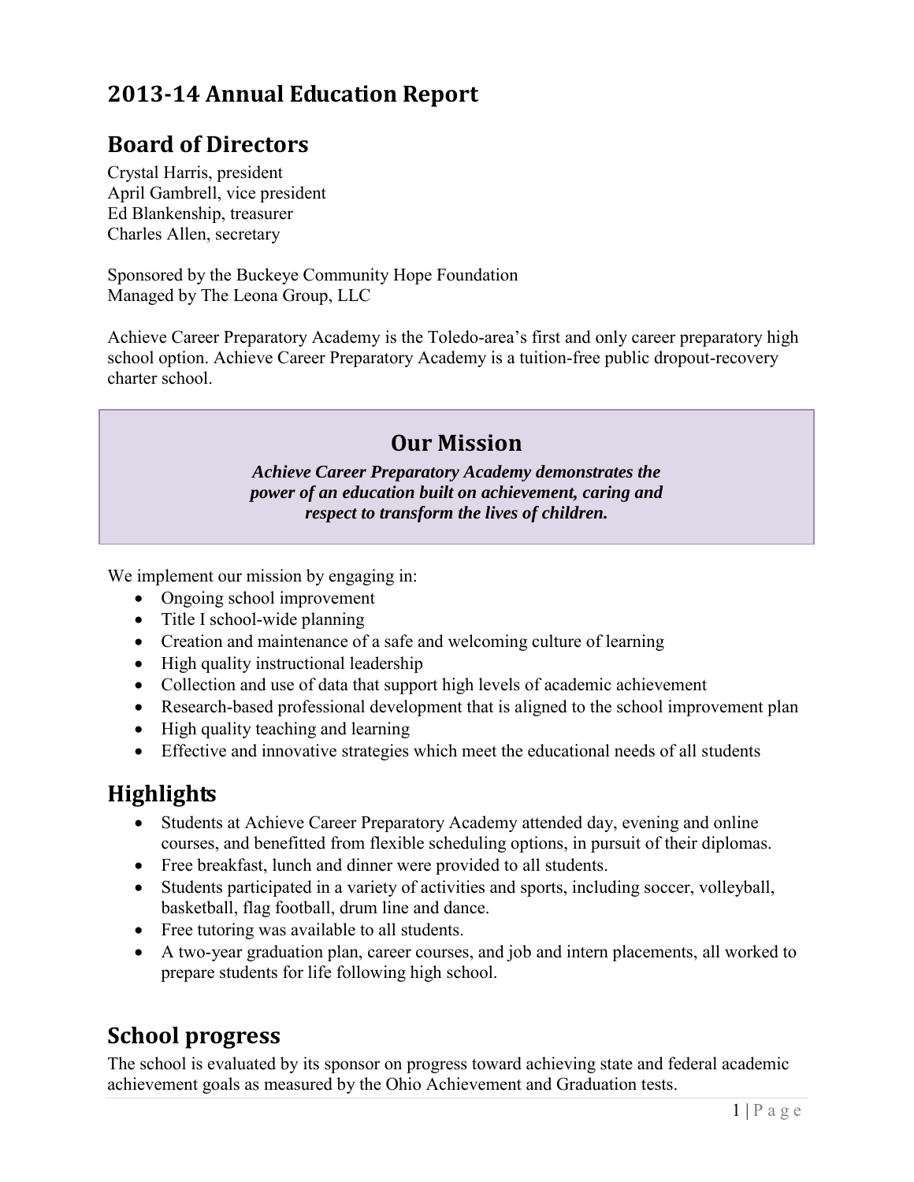# 2013-14 Annual Education Report

## Board of Directors

Crystal Harris, president
April Gambrell, vice president
Ed Blankenship, treasurer
Charles Allen, secretary

Sponsored by the Buckeye Community Hope Foundation
Managed by The Leona Group, LLC

Achieve Career Preparatory Academy is the Toledo-area's first and only career preparatory high school option. Achieve Career Preparatory Academy is a tuition-free public dropout-recovery charter school.

## Our Mission

***Achieve Career Preparatory Academy demonstrates the power of an education built on achievement, caring and respect to transform the lives of children.***

We implement our mission by engaging in:

- Ongoing school improvement
- Title I school-wide planning
- Creation and maintenance of a safe and welcoming culture of learning
- High quality instructional leadership
- Collection and use of data that support high levels of academic achievement
- Research-based professional development that is aligned to the school improvement plan
- High quality teaching and learning
- Effective and innovative strategies which meet the educational needs of all students

## Highlights

- Students at Achieve Career Preparatory Academy attended day, evening and online courses, and benefitted from flexible scheduling options, in pursuit of their diplomas.
- Free breakfast, lunch and dinner were provided to all students.
- Students participated in a variety of activities and sports, including soccer, volleyball, basketball, flag football, drum line and dance.
- Free tutoring was available to all students.
- A two-year graduation plan, career courses, and job and intern placements, all worked to prepare students for life following high school.

## School progress

The school is evaluated by its sponsor on progress toward achieving state and federal academic achievement goals as measured by the Ohio Achievement and Graduation tests.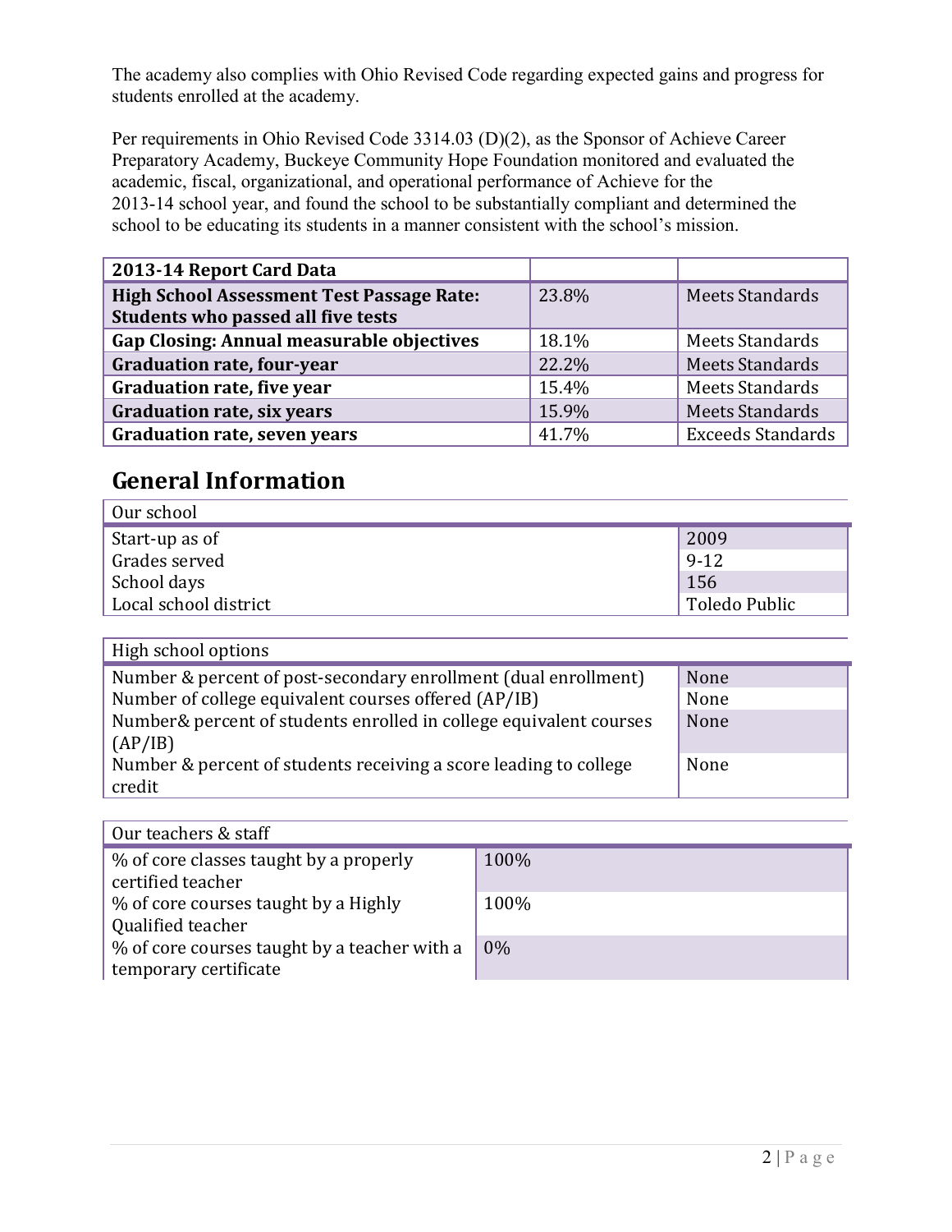The academy also complies with Ohio Revised Code regarding expected gains and progress for students enrolled at the academy.

Per requirements in Ohio Revised Code 3314.03 (D)(2), as the Sponsor of Achieve Career Preparatory Academy, Buckeye Community Hope Foundation monitored and evaluated the academic, fiscal, organizational, and operational performance of Achieve for the 2013-14 school year, and found the school to be substantially compliant and determined the school to be educating its students in a manner consistent with the school's mission.

| **2013-14 Report Card Data** | | |
|---|---|---|
| **High School Assessment Test Passage Rate: Students who passed all five tests** | 23.8% | Meets Standards |
| **Gap Closing: Annual measurable objectives** | 18.1% | Meets Standards |
| **Graduation rate, four-year** | 22.2% | Meets Standards |
| **Graduation rate, five year** | 15.4% | Meets Standards |
| **Graduation rate, six years** | 15.9% | Meets Standards |
| **Graduation rate, seven years** | 41.7% | Exceeds Standards |

## General Information

| Our school | |
|---|---|
| Start-up as of | 2009 |
| Grades served | 9-12 |
| School days | 156 |
| Local school district | Toledo Public |

| High school options | |
|---|---|
| Number & percent of post-secondary enrollment (dual enrollment) | None |
| Number of college equivalent courses offered (AP/IB) | None |
| Number& percent of students enrolled in college equivalent courses (AP/IB) | None |
| Number & percent of students receiving a score leading to college credit | None |

| Our teachers & staff | |
|---|---|
| % of core classes taught by a properly certified teacher | 100% |
| % of core courses taught by a Highly Qualified teacher | 100% |
| % of core courses taught by a teacher with a temporary certificate | 0% |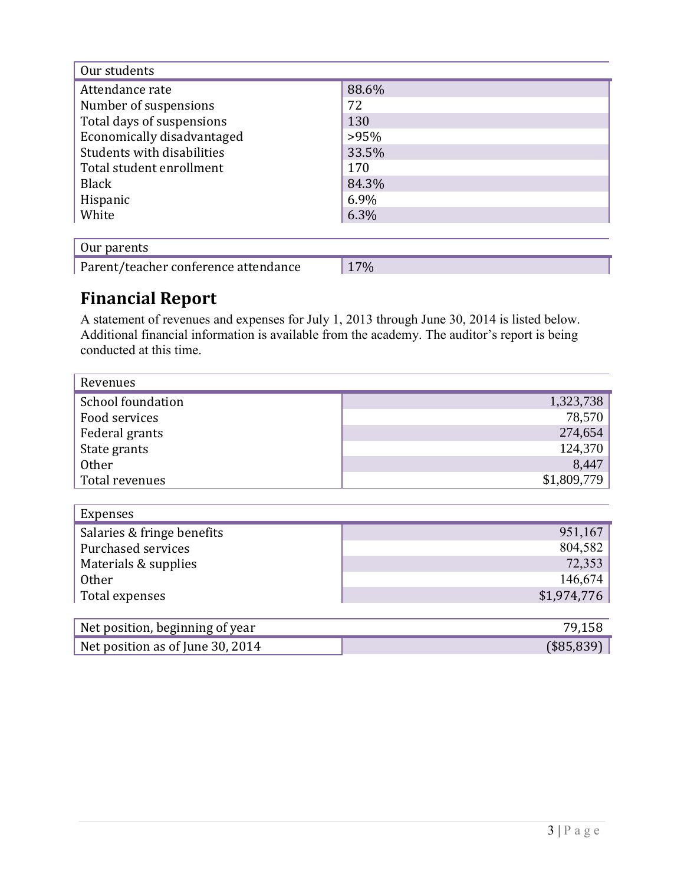| Our students | |
|---|---|
| Attendance rate | 88.6% |
| Number of suspensions | 72 |
| Total days of suspensions | 130 |
| Economically disadvantaged | >95% |
| Students with disabilities | 33.5% |
| Total student enrollment | 170 |
| Black | 84.3% |
| Hispanic | 6.9% |
| White | 6.3% |

| Our parents | |
|---|---|
| Parent/teacher conference attendance | 17% |

## Financial Report

A statement of revenues and expenses for July 1, 2013 through June 30, 2014 is listed below. Additional financial information is available from the academy. The auditor's report is being conducted at this time.

| Revenues | |
|---|---:|
| School foundation | 1,323,738 |
| Food services | 78,570 |
| Federal grants | 274,654 |
| State grants | 124,370 |
| Other | 8,447 |
| Total revenues | $1,809,779 |

| Expenses | |
|---|---:|
| Salaries & fringe benefits | 951,167 |
| Purchased services | 804,582 |
| Materials & supplies | 72,353 |
| Other | 146,674 |
| Total expenses | $1,974,776 |

| Net position, beginning of year | 79,158 |
|---|---:|
| Net position as of June 30, 2014 | ($85,839) |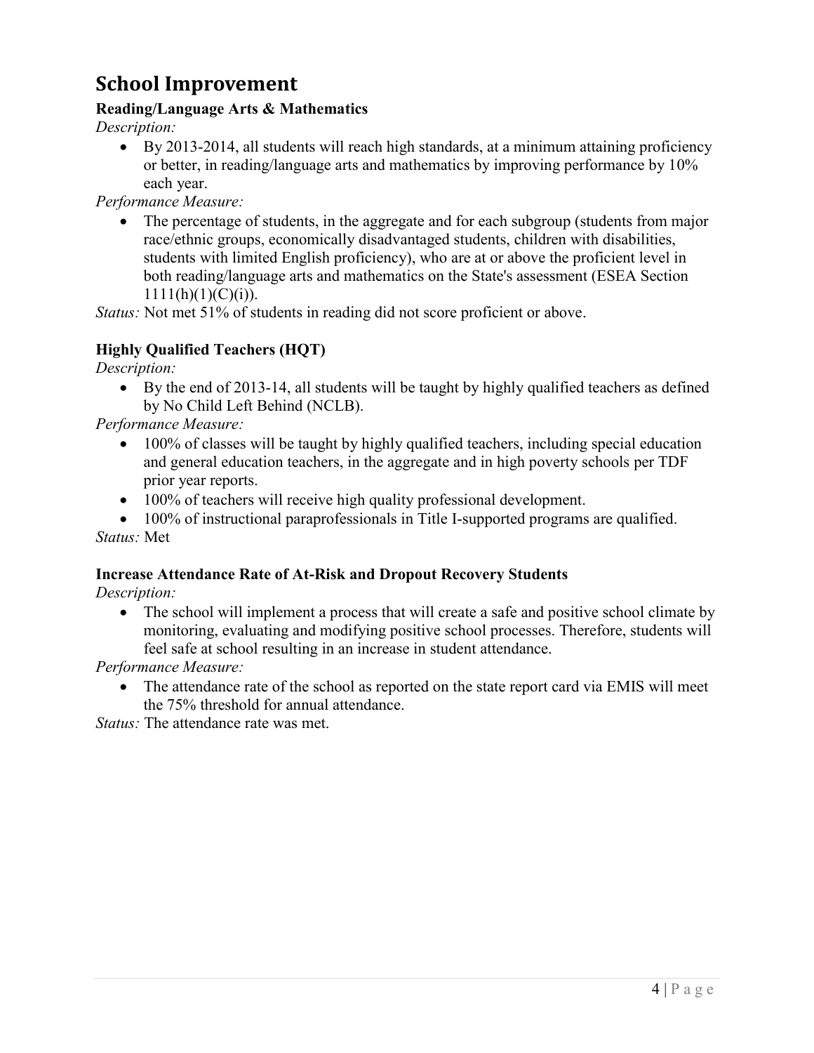# School Improvement

**Reading/Language Arts & Mathematics**

*Description:*

- By 2013-2014, all students will reach high standards, at a minimum attaining proficiency or better, in reading/language arts and mathematics by improving performance by 10% each year.

*Performance Measure:*

- The percentage of students, in the aggregate and for each subgroup (students from major race/ethnic groups, economically disadvantaged students, children with disabilities, students with limited English proficiency), who are at or above the proficient level in both reading/language arts and mathematics on the State's assessment (ESEA Section 1111(h)(1)(C)(i)).

*Status:* Not met 51% of students in reading did not score proficient or above.

**Highly Qualified Teachers (HQT)**

*Description:*

- By the end of 2013-14, all students will be taught by highly qualified teachers as defined by No Child Left Behind (NCLB).

*Performance Measure:*

- 100% of classes will be taught by highly qualified teachers, including special education and general education teachers, in the aggregate and in high poverty schools per TDF prior year reports.
- 100% of teachers will receive high quality professional development.
- 100% of instructional paraprofessionals in Title I-supported programs are qualified.

*Status:* Met

**Increase Attendance Rate of At-Risk and Dropout Recovery Students**

*Description:*

- The school will implement a process that will create a safe and positive school climate by monitoring, evaluating and modifying positive school processes. Therefore, students will feel safe at school resulting in an increase in student attendance.

*Performance Measure:*

- The attendance rate of the school as reported on the state report card via EMIS will meet the 75% threshold for annual attendance.

*Status:* The attendance rate was met.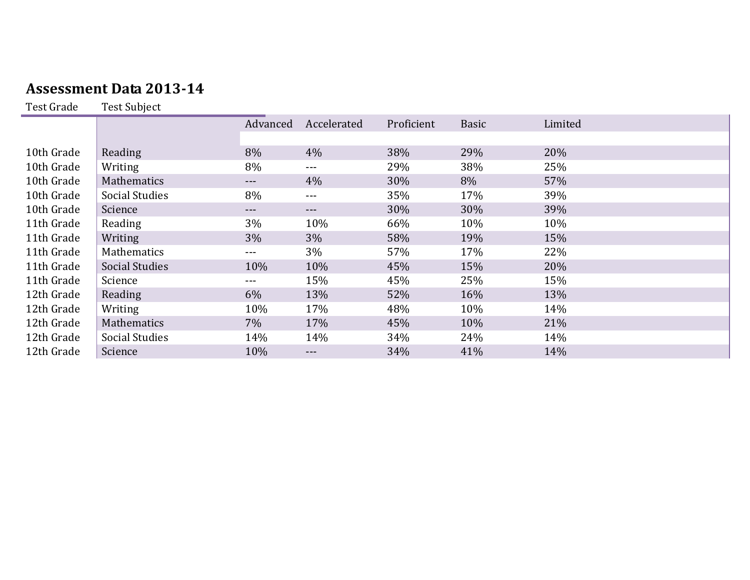## Assessment Data 2013-14

| Test Grade | Test Subject | Advanced | Accelerated | Proficient | Basic | Limited |
|---|---|---|---|---|---|---|
| 10th Grade | Reading | 8% | 4% | 38% | 29% | 20% |
| 10th Grade | Writing | 8% | --- | 29% | 38% | 25% |
| 10th Grade | Mathematics | --- | 4% | 30% | 8% | 57% |
| 10th Grade | Social Studies | 8% | --- | 35% | 17% | 39% |
| 10th Grade | Science | --- | --- | 30% | 30% | 39% |
| 11th Grade | Reading | 3% | 10% | 66% | 10% | 10% |
| 11th Grade | Writing | 3% | 3% | 58% | 19% | 15% |
| 11th Grade | Mathematics | --- | 3% | 57% | 17% | 22% |
| 11th Grade | Social Studies | 10% | 10% | 45% | 15% | 20% |
| 11th Grade | Science | --- | 15% | 45% | 25% | 15% |
| 12th Grade | Reading | 6% | 13% | 52% | 16% | 13% |
| 12th Grade | Writing | 10% | 17% | 48% | 10% | 14% |
| 12th Grade | Mathematics | 7% | 17% | 45% | 10% | 21% |
| 12th Grade | Social Studies | 14% | 14% | 34% | 24% | 14% |
| 12th Grade | Science | 10% | --- | 34% | 41% | 14% |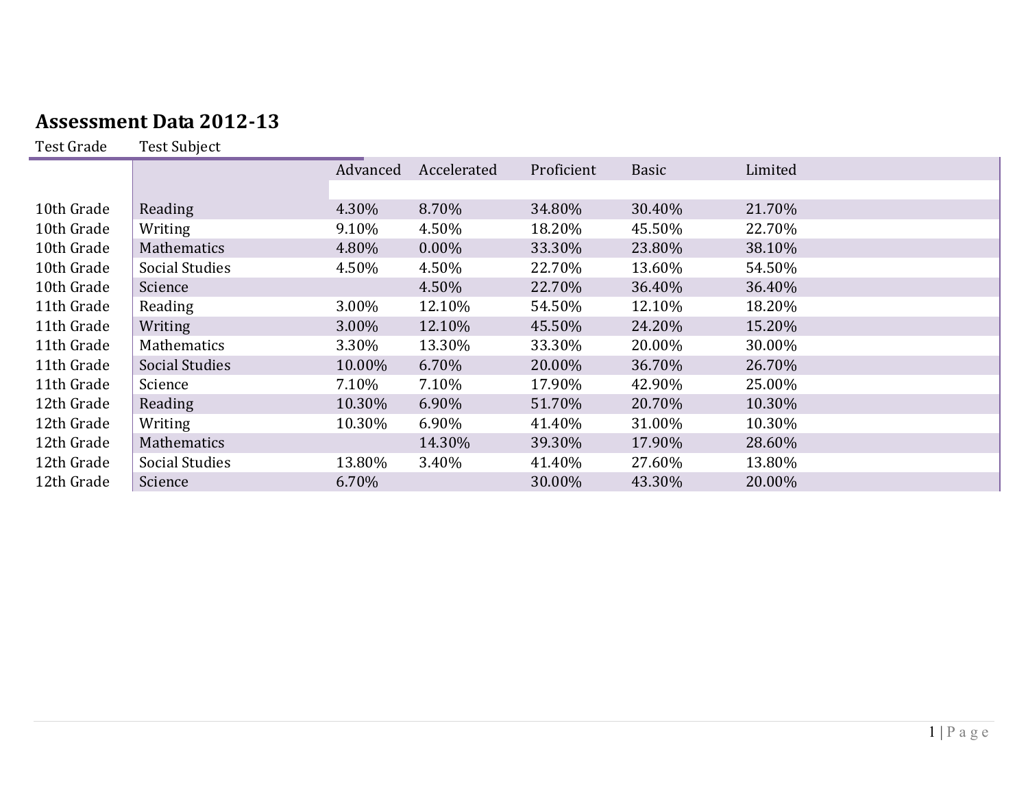## Assessment Data 2012-13

| Test Grade | Test Subject | Advanced | Accelerated | Proficient | Basic | Limited |
|---|---|---|---|---|---|---|
| 10th Grade | Reading | 4.30% | 8.70% | 34.80% | 30.40% | 21.70% |
| 10th Grade | Writing | 9.10% | 4.50% | 18.20% | 45.50% | 22.70% |
| 10th Grade | Mathematics | 4.80% | 0.00% | 33.30% | 23.80% | 38.10% |
| 10th Grade | Social Studies | 4.50% | 4.50% | 22.70% | 13.60% | 54.50% |
| 10th Grade | Science | | 4.50% | 22.70% | 36.40% | 36.40% |
| 11th Grade | Reading | 3.00% | 12.10% | 54.50% | 12.10% | 18.20% |
| 11th Grade | Writing | 3.00% | 12.10% | 45.50% | 24.20% | 15.20% |
| 11th Grade | Mathematics | 3.30% | 13.30% | 33.30% | 20.00% | 30.00% |
| 11th Grade | Social Studies | 10.00% | 6.70% | 20.00% | 36.70% | 26.70% |
| 11th Grade | Science | 7.10% | 7.10% | 17.90% | 42.90% | 25.00% |
| 12th Grade | Reading | 10.30% | 6.90% | 51.70% | 20.70% | 10.30% |
| 12th Grade | Writing | 10.30% | 6.90% | 41.40% | 31.00% | 10.30% |
| 12th Grade | Mathematics | | 14.30% | 39.30% | 17.90% | 28.60% |
| 12th Grade | Social Studies | 13.80% | 3.40% | 41.40% | 27.60% | 13.80% |
| 12th Grade | Science | 6.70% | | 30.00% | 43.30% | 20.00% |